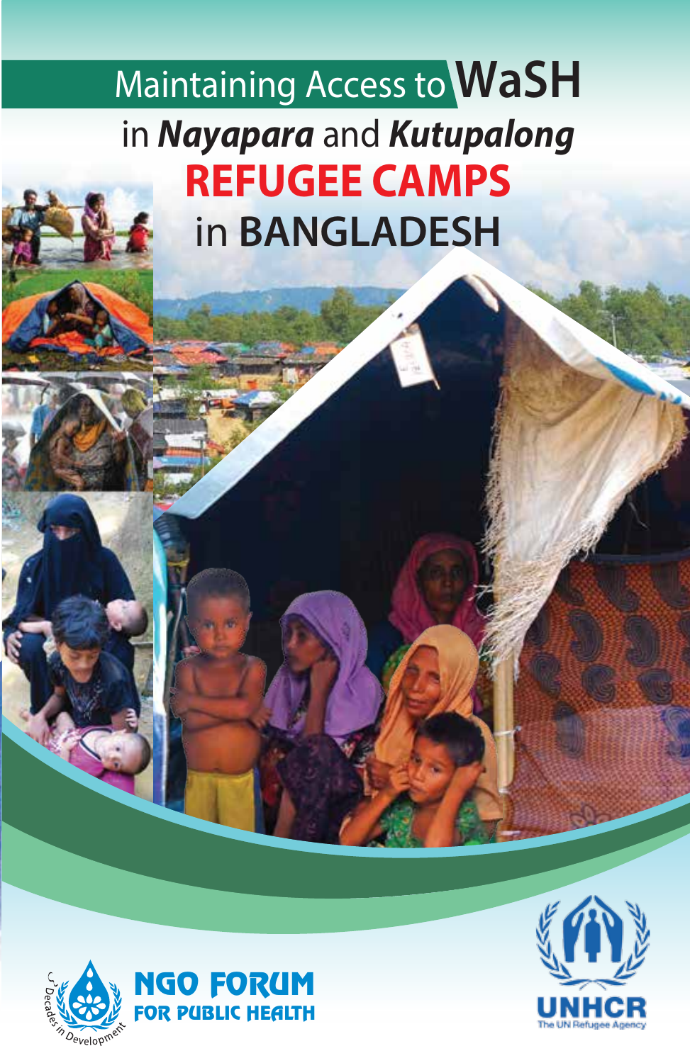# Maintaining Access to WaSH in *Nayapara* and *Kutupalong* REFUGEE CAMPS in BANGLADESH

Decades in Development

NGO FORUM FOR PUBLIC HEALTH

UNHCR
The UN Refugee Agency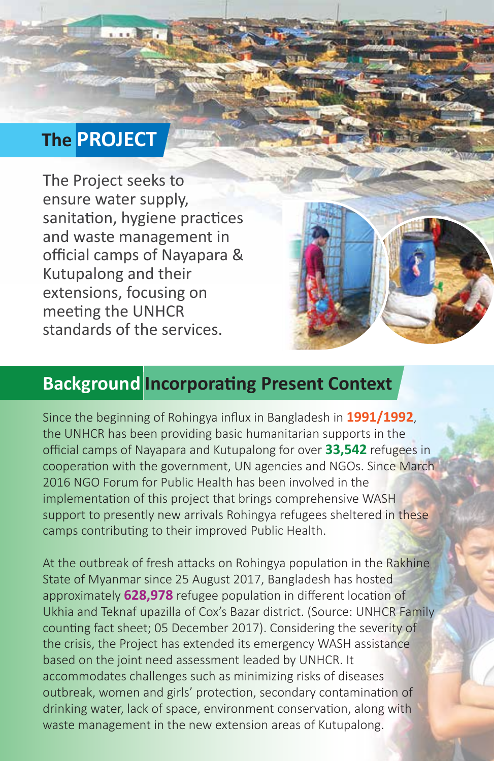## The PROJECT

The Project seeks to ensure water supply, sanitation, hygiene practices and waste management in official camps of Nayapara & Kutupalong and their extensions, focusing on meeting the UNHCR standards of the services.

## Background Incorporating Present Context

Since the beginning of Rohingya influx in Bangladesh in **1991/1992**, the UNHCR has been providing basic humanitarian supports in the official camps of Nayapara and Kutupalong for over **33,542** refugees in cooperation with the government, UN agencies and NGOs. Since March 2016 NGO Forum for Public Health has been involved in the implementation of this project that brings comprehensive WASH support to presently new arrivals Rohingya refugees sheltered in these camps contributing to their improved Public Health.

At the outbreak of fresh attacks on Rohingya population in the Rakhine State of Myanmar since 25 August 2017, Bangladesh has hosted approximately **628,978** refugee population in different location of Ukhia and Teknaf upazilla of Cox's Bazar district. (Source: UNHCR Family counting fact sheet; 05 December 2017). Considering the severity of the crisis, the Project has extended its emergency WASH assistance based on the joint need assessment leaded by UNHCR. It accommodates challenges such as minimizing risks of diseases outbreak, women and girls' protection, secondary contamination of drinking water, lack of space, environment conservation, along with waste management in the new extension areas of Kutupalong.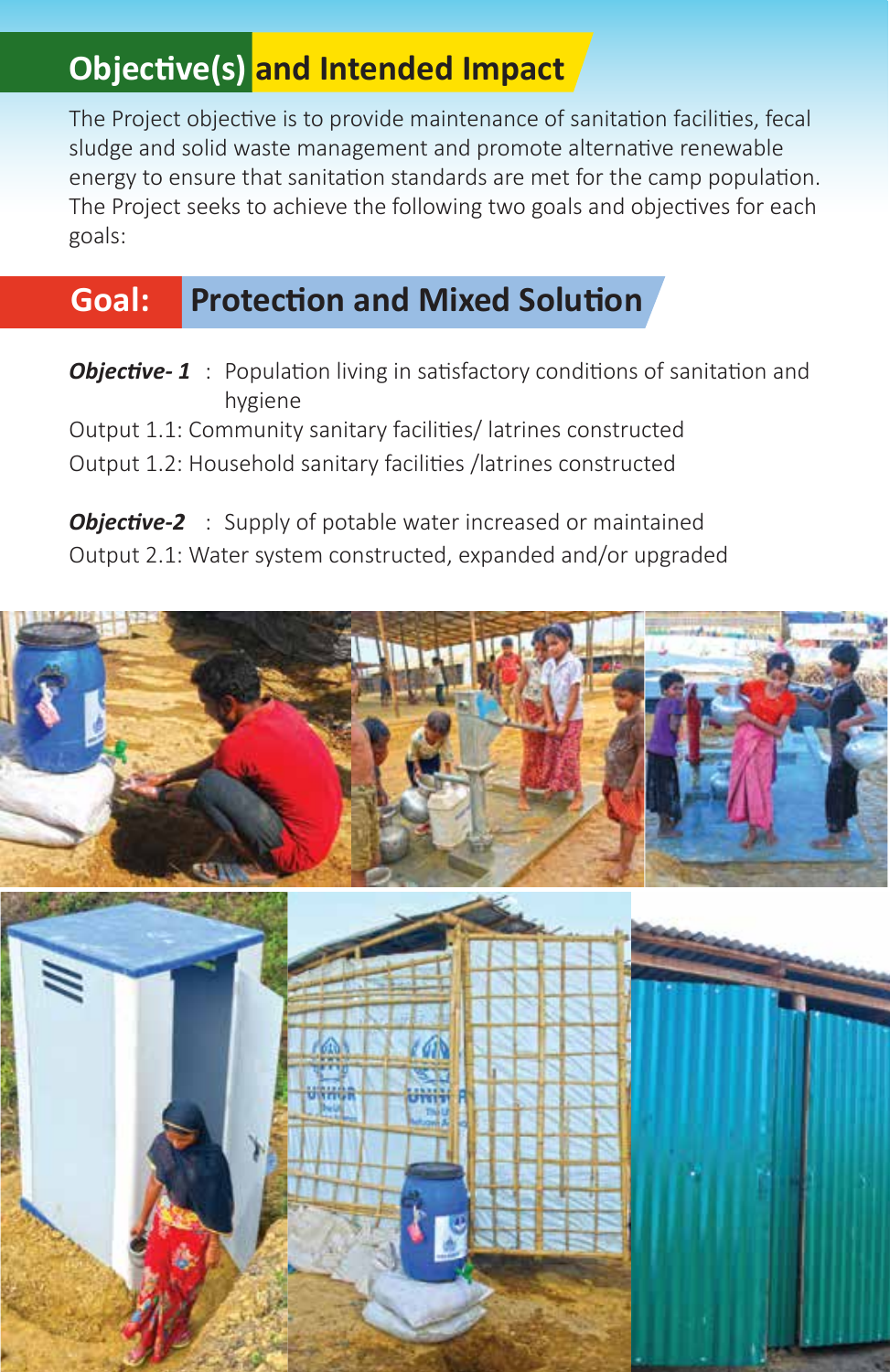## Objective(s) and Intended Impact

The Project objective is to provide maintenance of sanitation facilities, fecal sludge and solid waste management and promote alternative renewable energy to ensure that sanitation standards are met for the camp population. The Project seeks to achieve the following two goals and objectives for each goals:

## Goal: Protection and Mixed Solution

***Objective- 1*** : Population living in satisfactory conditions of sanitation and hygiene

Output 1.1: Community sanitary facilities/ latrines constructed

Output 1.2: Household sanitary facilities /latrines constructed

***Objective-2*** : Supply of potable water increased or maintained

Output 2.1: Water system constructed, expanded and/or upgraded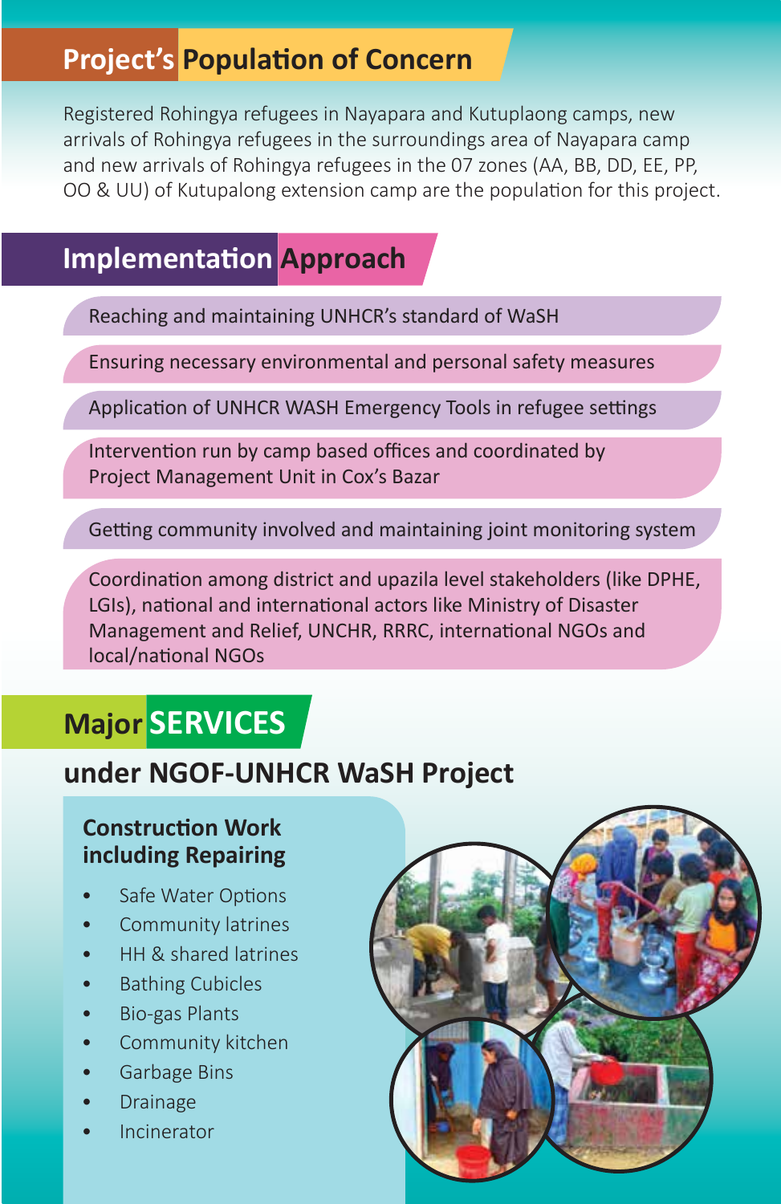## Project's Population of Concern

Registered Rohingya refugees in Nayapara and Kutuplaong camps, new arrivals of Rohingya refugees in the surroundings area of Nayapara camp and new arrivals of Rohingya refugees in the 07 zones (AA, BB, DD, EE, PP, OO & UU) of Kutupalong extension camp are the population for this project.

## Implementation Approach

- Reaching and maintaining UNHCR's standard of WaSH
- Ensuring necessary environmental and personal safety measures
- Application of UNHCR WASH Emergency Tools in refugee settings
- Intervention run by camp based offices and coordinated by Project Management Unit in Cox's Bazar
- Getting community involved and maintaining joint monitoring system
- Coordination among district and upazila level stakeholders (like DPHE, LGIs), national and international actors like Ministry of Disaster Management and Relief, UNCHR, RRRC, international NGOs and local/national NGOs

## Major SERVICES

### under NGOF-UNHCR WaSH Project

#### Construction Work including Repairing

- Safe Water Options
- Community latrines
- HH & shared latrines
- Bathing Cubicles
- Bio-gas Plants
- Community kitchen
- Garbage Bins
- Drainage
- Incinerator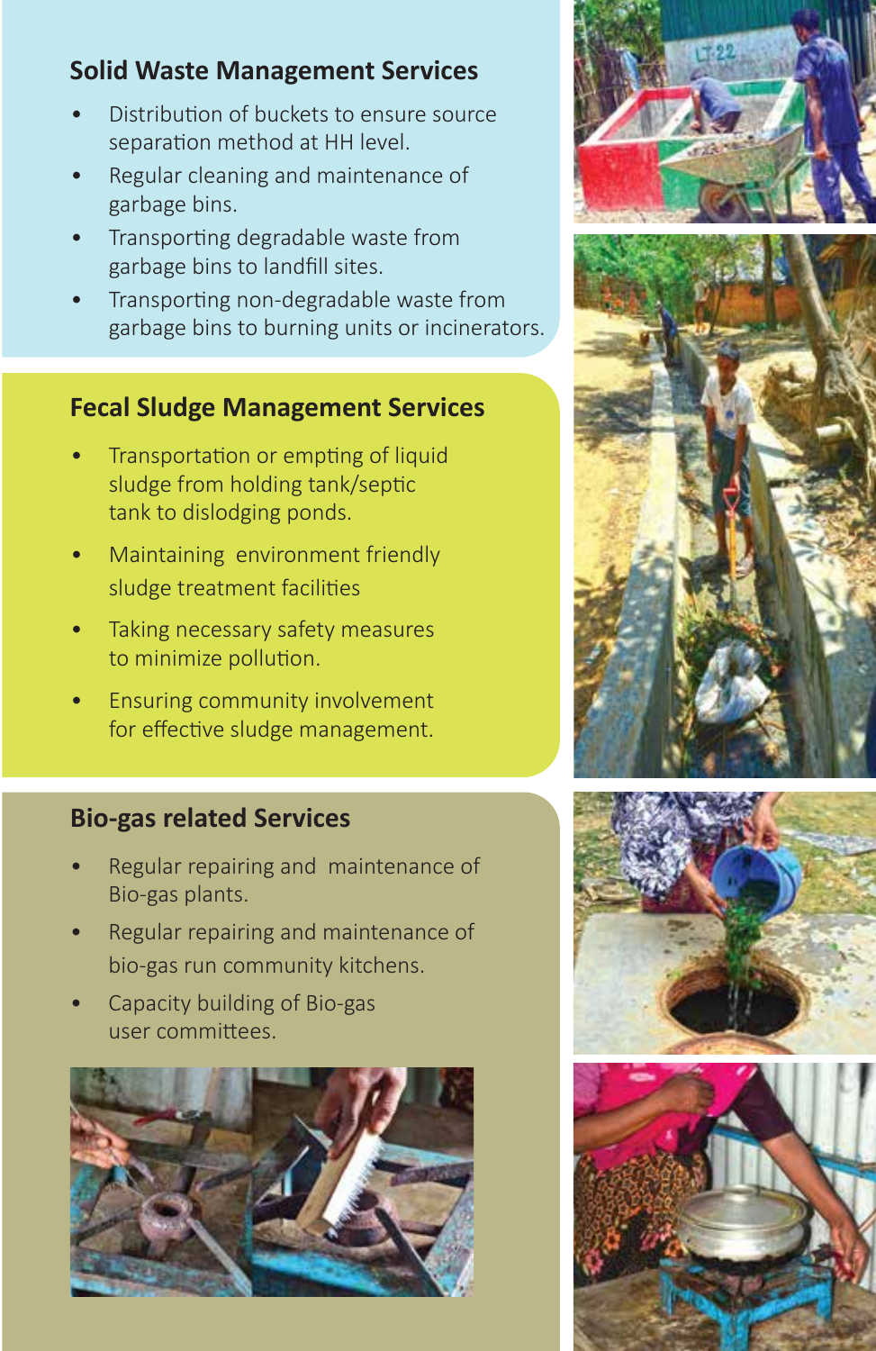## Solid Waste Management Services

- Distribution of buckets to ensure source separation method at HH level.
- Regular cleaning and maintenance of garbage bins.
- Transporting degradable waste from garbage bins to landfill sites.
- Transporting non-degradable waste from garbage bins to burning units or incinerators.

## Fecal Sludge Management Services

- Transportation or empting of liquid sludge from holding tank/septic tank to dislodging ponds.
- Maintaining environment friendly sludge treatment facilities
- Taking necessary safety measures to minimize pollution.
- Ensuring community involvement for effective sludge management.

## Bio-gas related Services

- Regular repairing and maintenance of Bio-gas plants.
- Regular repairing and maintenance of bio-gas run community kitchens.
- Capacity building of Bio-gas user committees.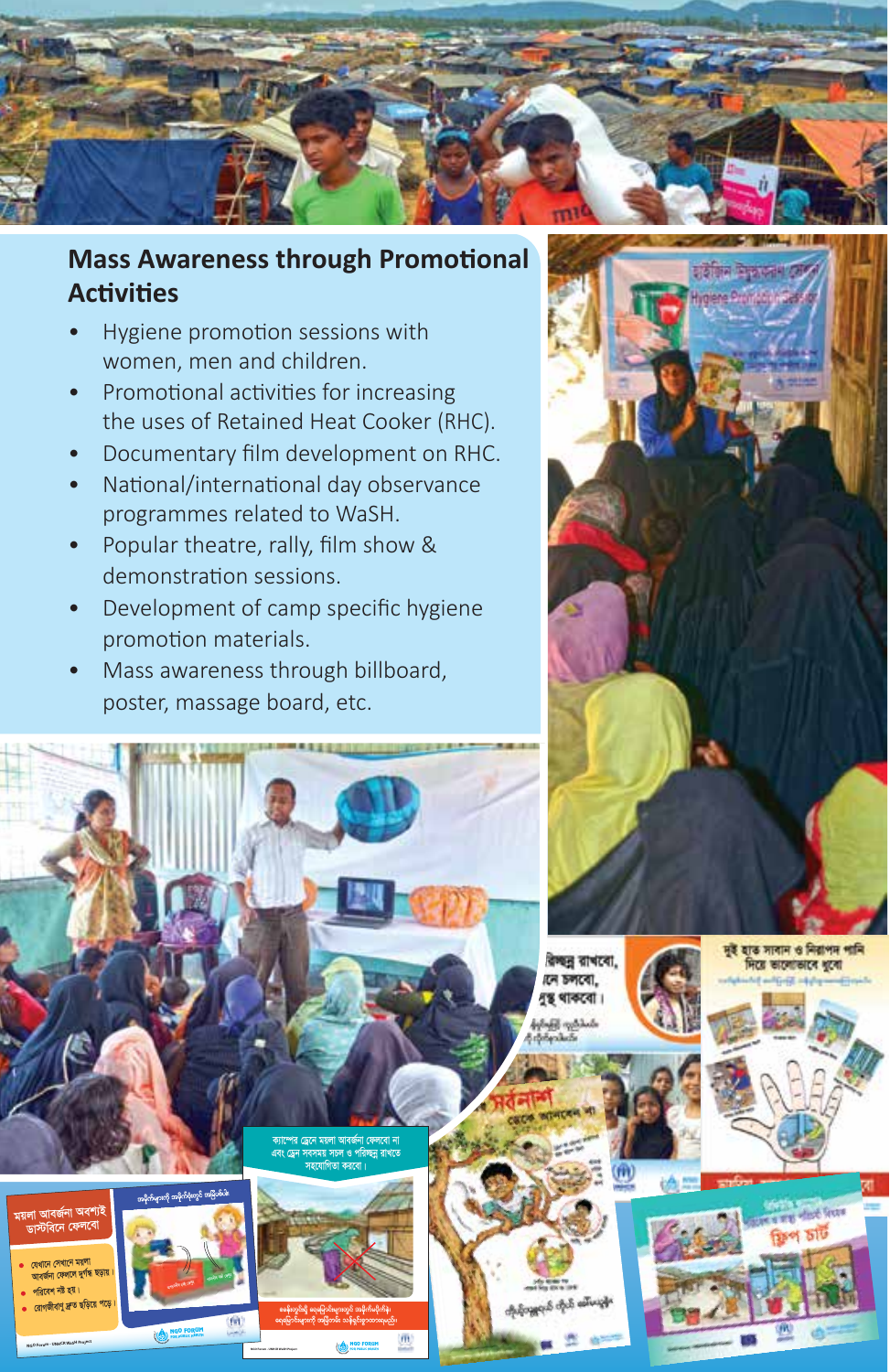## Mass Awareness through Promotional Activities

- Hygiene promotion sessions with women, men and children.
- Promotional activities for increasing the uses of Retained Heat Cooker (RHC).
- Documentary film development on RHC.
- National/international day observance programmes related to WaSH.
- Popular theatre, rally, film show & demonstration sessions.
- Development of camp specific hygiene promotion materials.
- Mass awareness through billboard, poster, massage board, etc.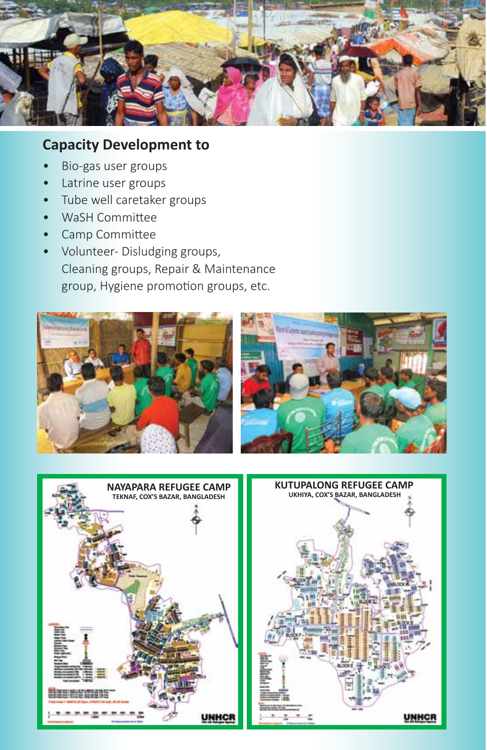## Capacity Development to

- Bio-gas user groups
- Latrine user groups
- Tube well caretaker groups
- WaSH Committee
- Camp Committee
- Volunteer- Disludging groups, Cleaning groups, Repair & Maintenance group, Hygiene promotion groups, etc.

**NAYAPARA REFUGEE CAMP**
TEKNAF, COX'S BAZAR, BANGLADESH

**KUTUPALONG REFUGEE CAMP**
UKHIYA, COX'S BAZAR, BANGLADESH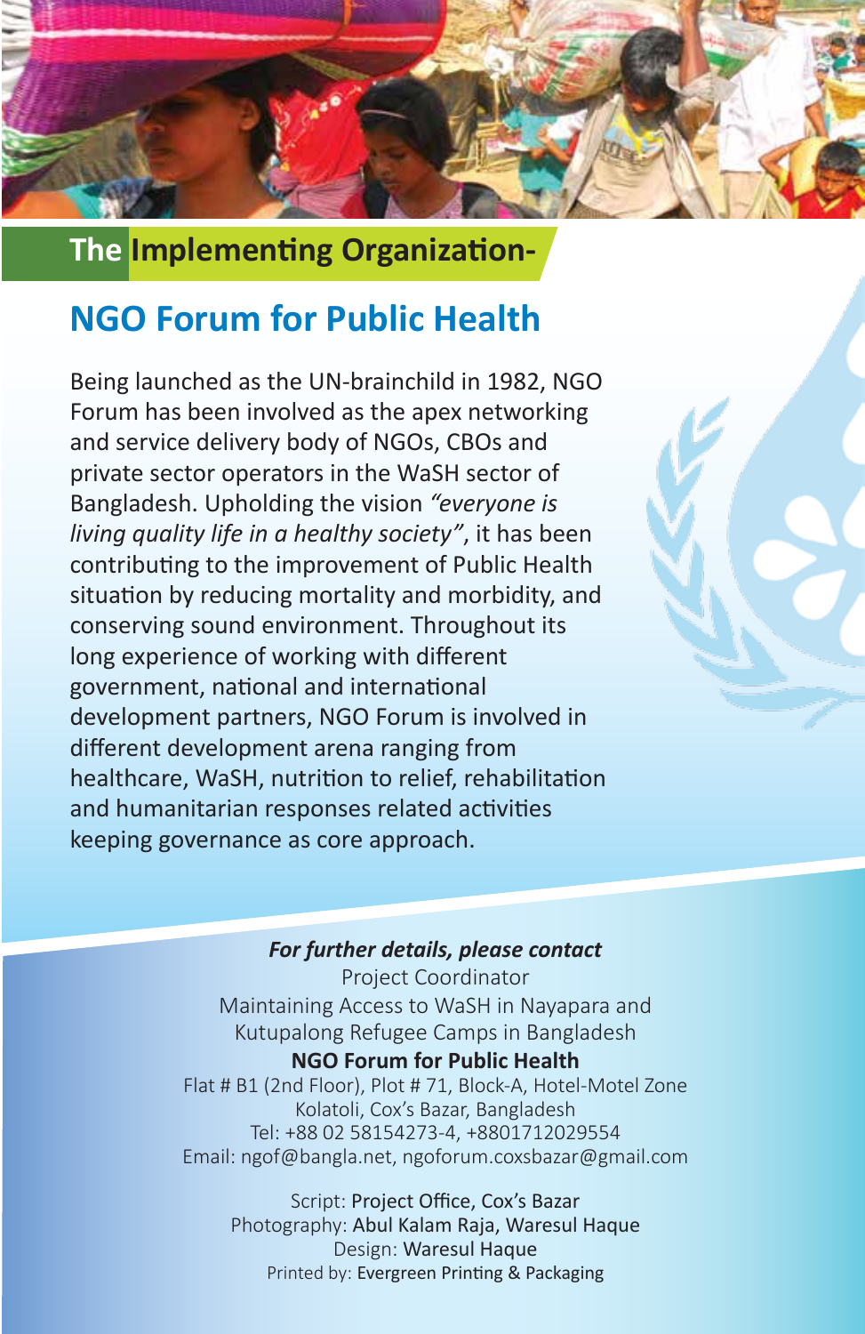## The Implementing Organization-

# NGO Forum for Public Health

Being launched as the UN-brainchild in 1982, NGO Forum has been involved as the apex networking and service delivery body of NGOs, CBOs and private sector operators in the WaSH sector of Bangladesh. Upholding the vision *"everyone is living quality life in a healthy society"*, it has been contributing to the improvement of Public Health situation by reducing mortality and morbidity, and conserving sound environment. Throughout its long experience of working with different government, national and international development partners, NGO Forum is involved in different development arena ranging from healthcare, WaSH, nutrition to relief, rehabilitation and humanitarian responses related activities keeping governance as core approach.

***For further details, please contact***

Project Coordinator
Maintaining Access to WaSH in Nayapara and Kutupalong Refugee Camps in Bangladesh

**NGO Forum for Public Health**

Flat # B1 (2nd Floor), Plot # 71, Block-A, Hotel-Motel Zone
Kolatoli, Cox's Bazar, Bangladesh
Tel: +88 02 58154273-4, +8801712029554
Email: ngof@bangla.net, ngoforum.coxsbazar@gmail.com

Script: Project Office, Cox's Bazar
Photography: Abul Kalam Raja, Waresul Haque
Design: Waresul Haque
Printed by: Evergreen Printing & Packaging